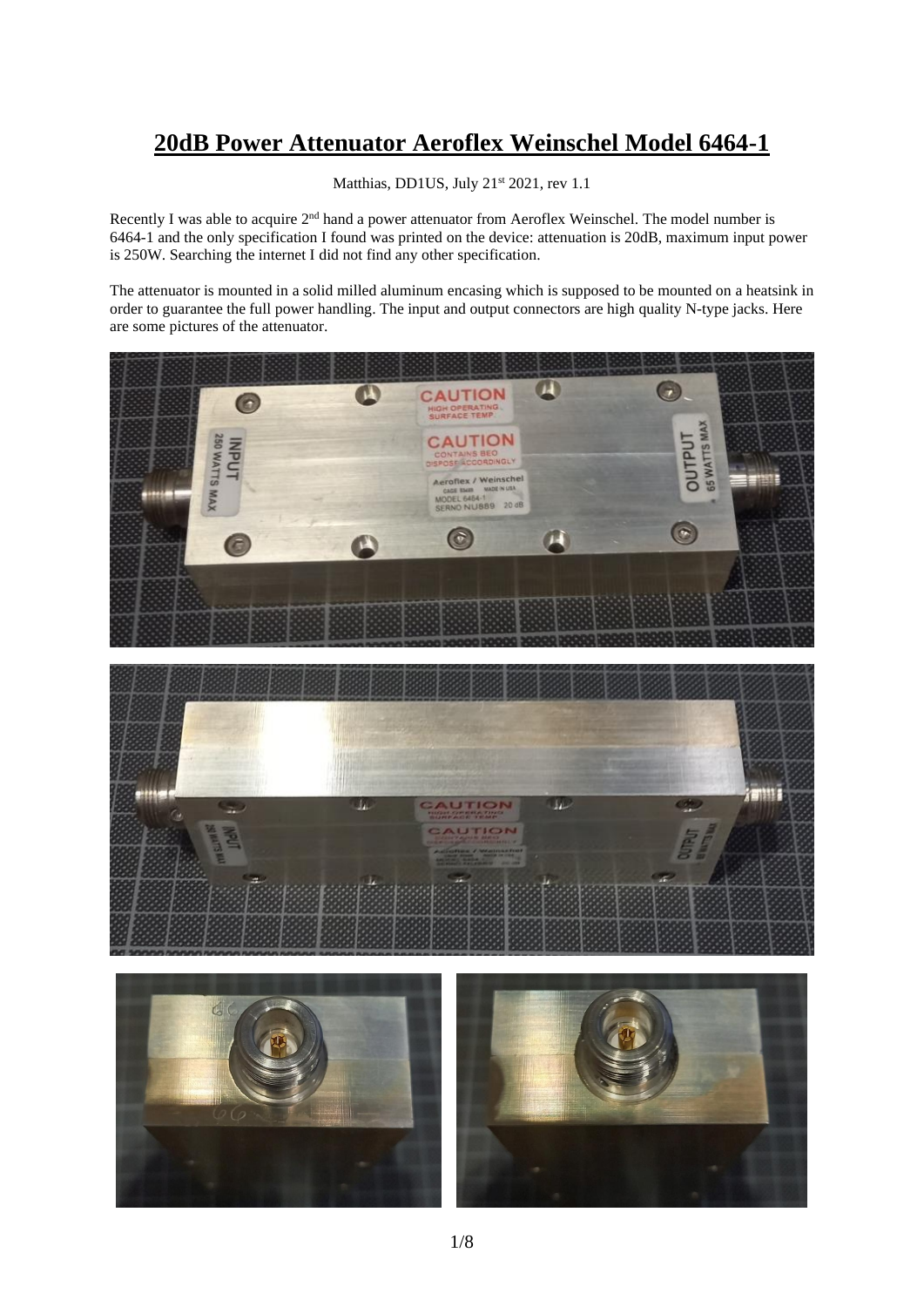# 20dB Power Attenuator Aeroflex Weinschel Model 6464-1

Matthias, DD1US, July 21st 2021, rev 1.1

Recently I was able to acquire 2nd hand a power attenuator from Aeroflex Weinschel. The model number is 6464-1 and the only specification I found was printed on the device: attenuation is 20dB, maximum input power is 250W. Searching the internet I did not find any other specification.

The attenuator is mounted in a solid milled aluminum encasing which is supposed to be mounted on a heatsink in order to guarantee the full power handling. The input and output connectors are high quality N-type jacks. Here are some pictures of the attenuator.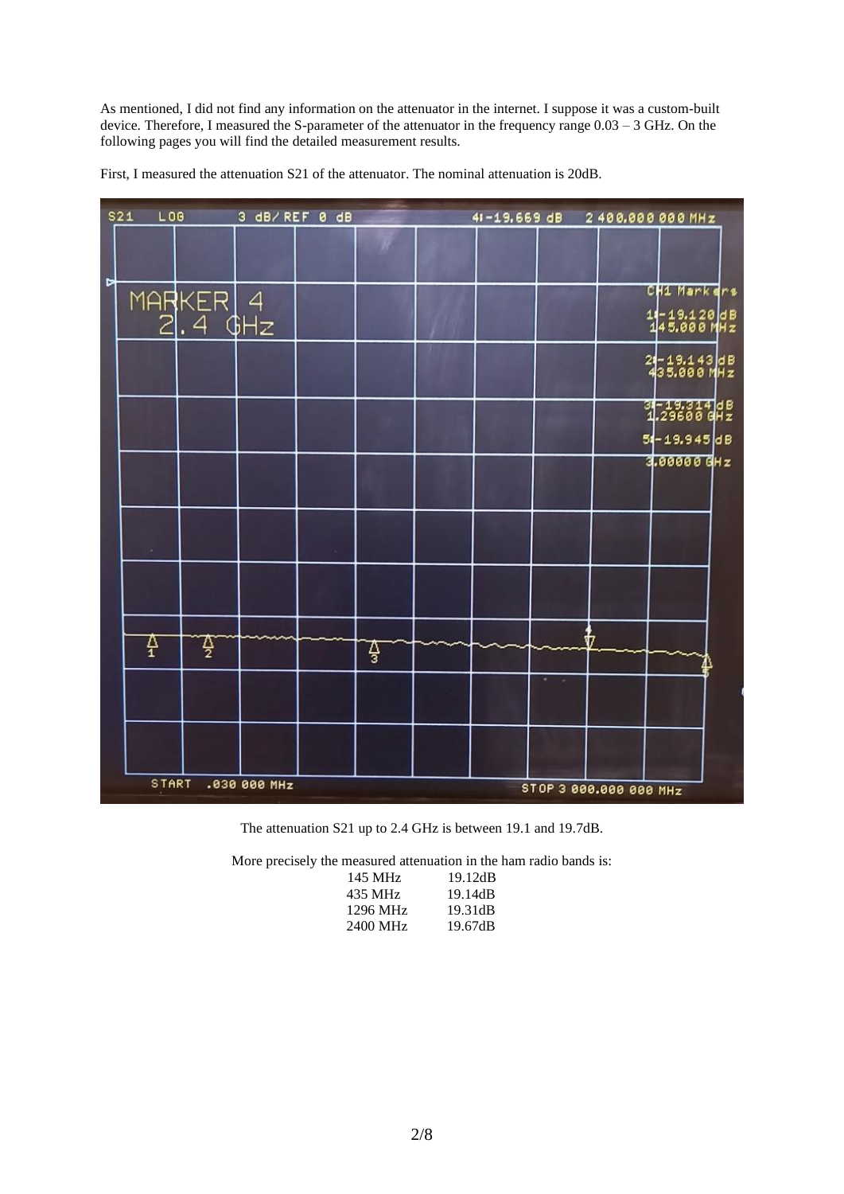As mentioned, I did not find any information on the attenuator in the internet. I suppose it was a custom-built device. Therefore, I measured the S-parameter of the attenuator in the frequency range 0.03 – 3 GHz. On the following pages you will find the detailed measurement results.

First, I measured the attenuation S21 of the attenuator. The nominal attenuation is 20dB.

The attenuation S21 up to 2.4 GHz is between 19.1 and 19.7dB.

More precisely the measured attenuation in the ham radio bands is:

| | |
|---|---|
| 145 MHz | 19.12dB |
| 435 MHz | 19.14dB |
| 1296 MHz | 19.31dB |
| 2400 MHz | 19.67dB |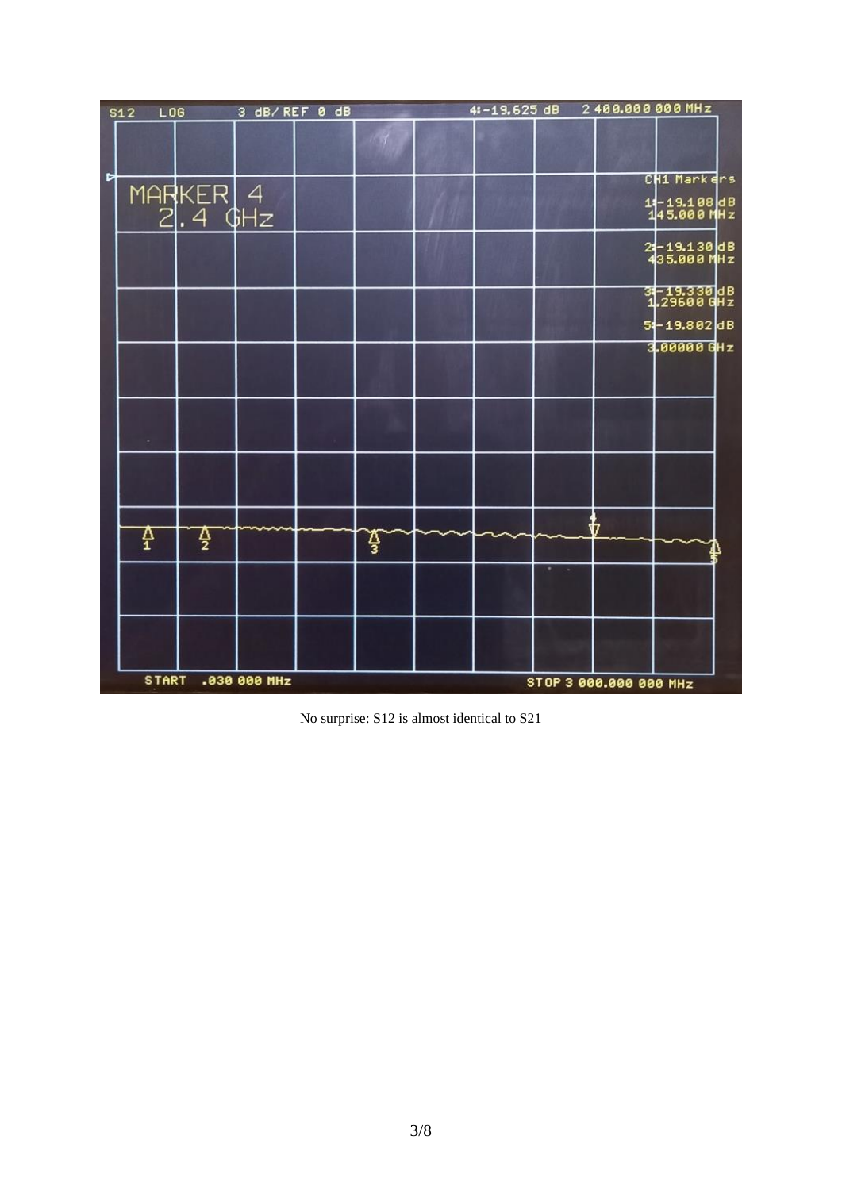No surprise: S12 is almost identical to S21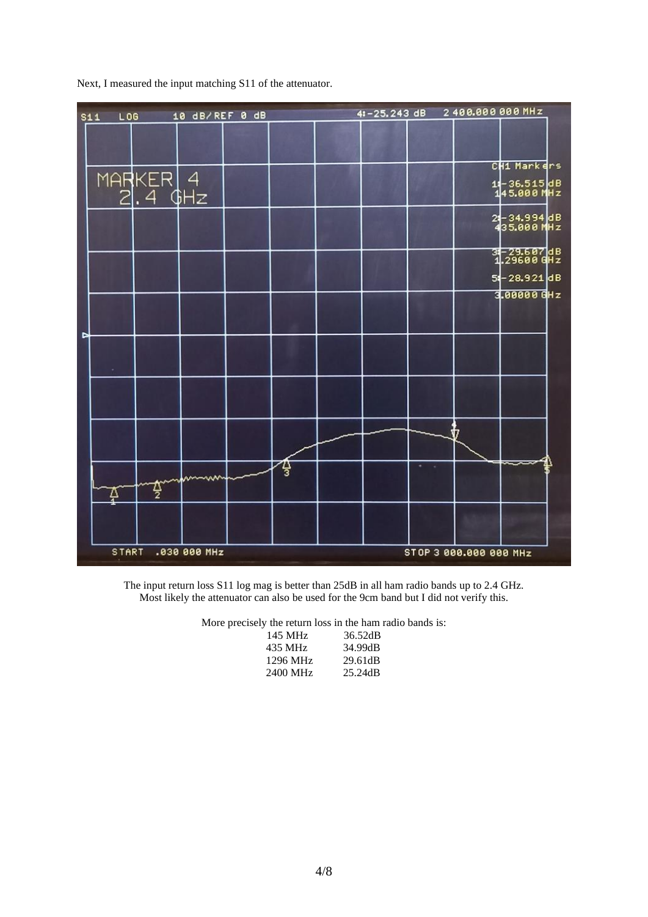Next, I measured the input matching S11 of the attenuator.

The input return loss S11 log mag is better than 25dB in all ham radio bands up to 2.4 GHz. Most likely the attenuator can also be used for the 9cm band but I did not verify this.

More precisely the return loss in the ham radio bands is:

| | |
|---|---|
| 145 MHz | 36.52dB |
| 435 MHz | 34.99dB |
| 1296 MHz | 29.61dB |
| 2400 MHz | 25.24dB |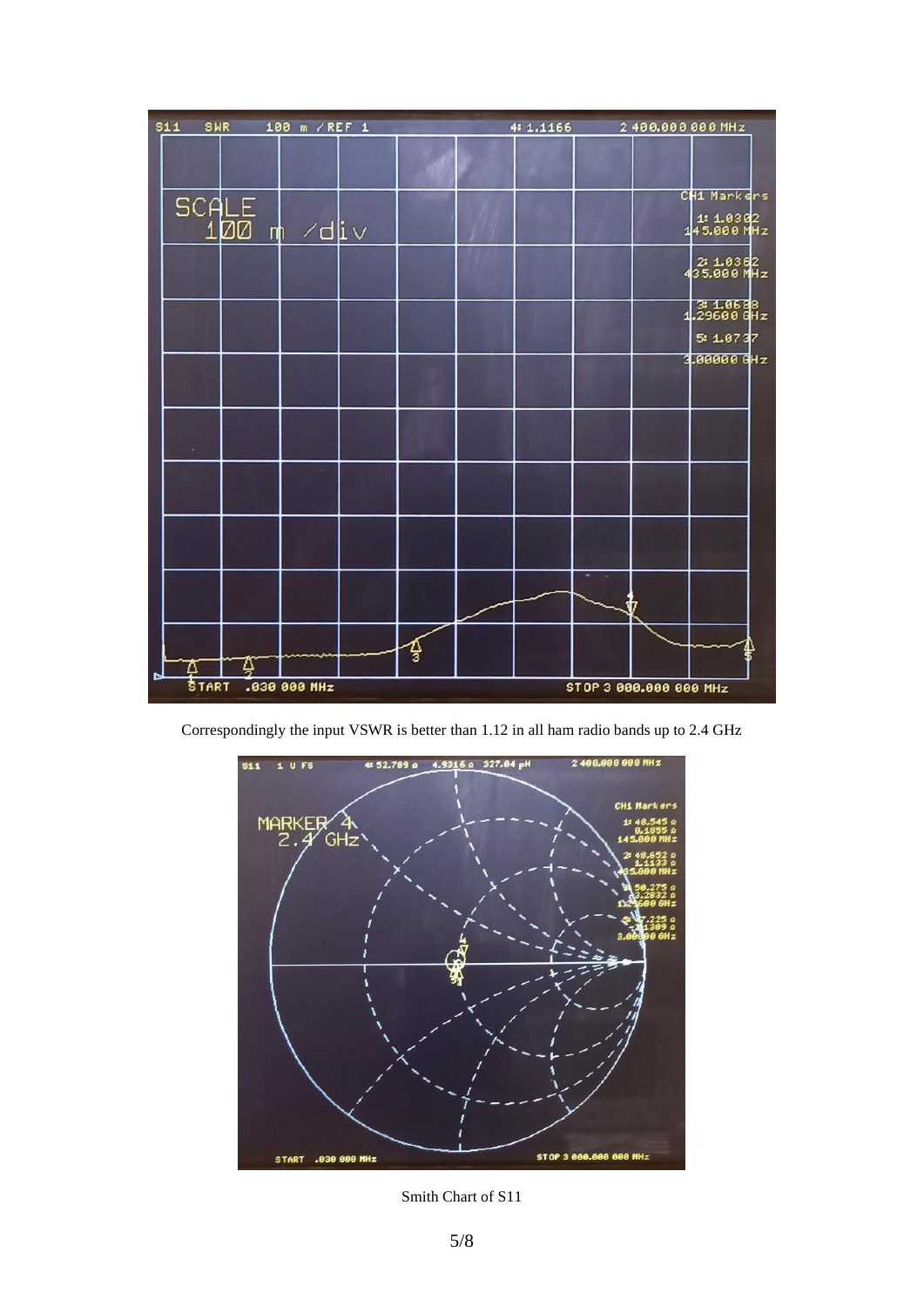Correspondingly the input VSWR is better than 1.12 in all ham radio bands up to 2.4 GHz

Smith Chart of S11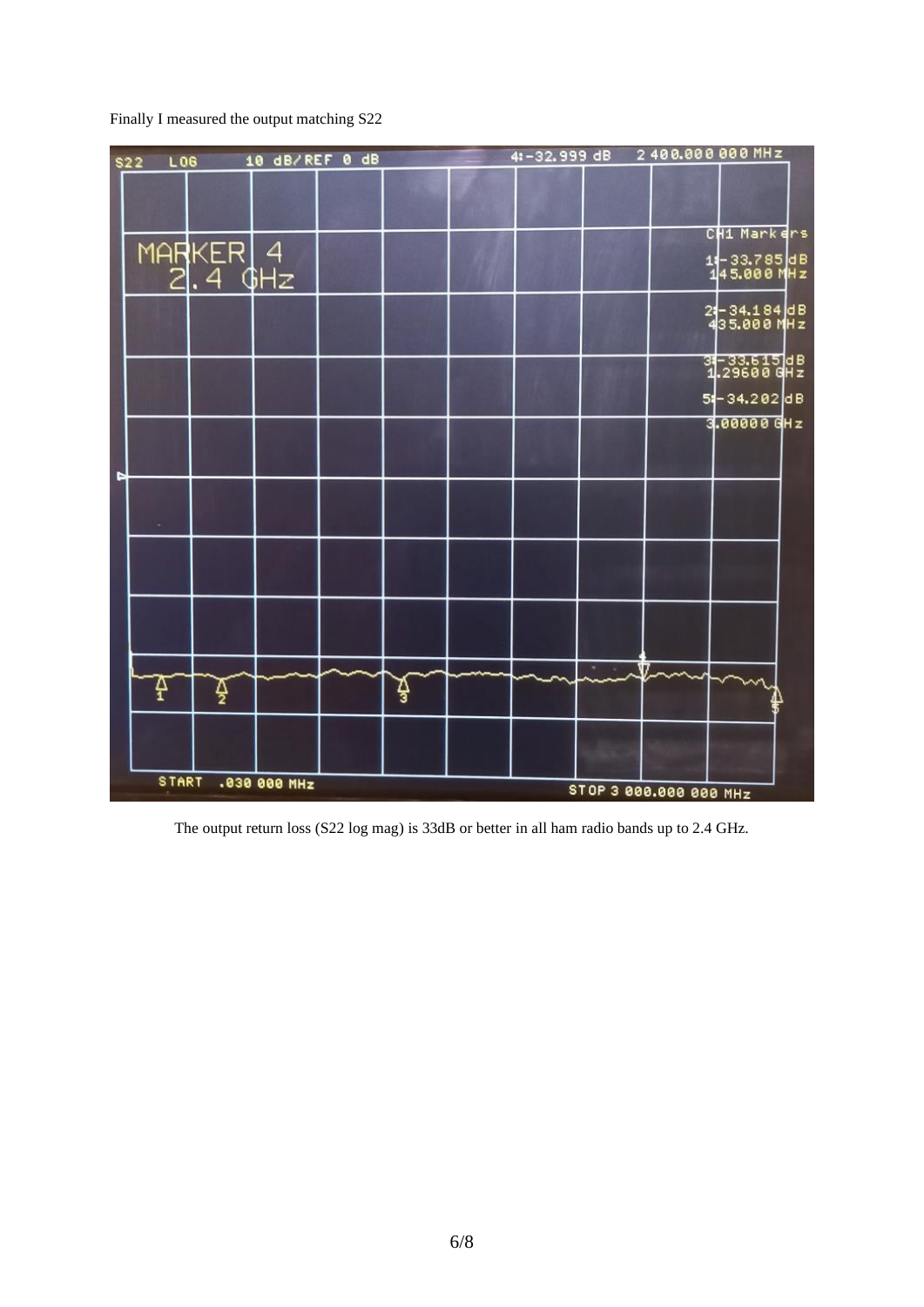Finally I measured the output matching S22

The output return loss (S22 log mag) is 33dB or better in all ham radio bands up to 2.4 GHz.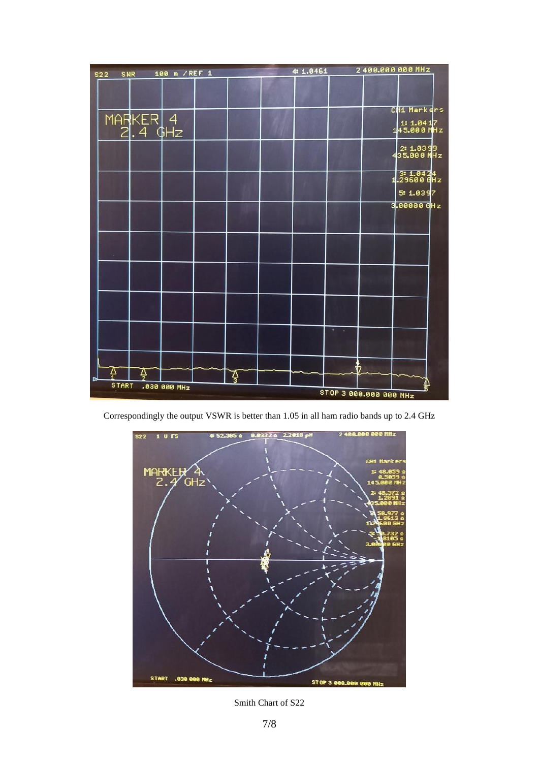Correspondingly the output VSWR is better than 1.05 in all ham radio bands up to 2.4 GHz

Smith Chart of S22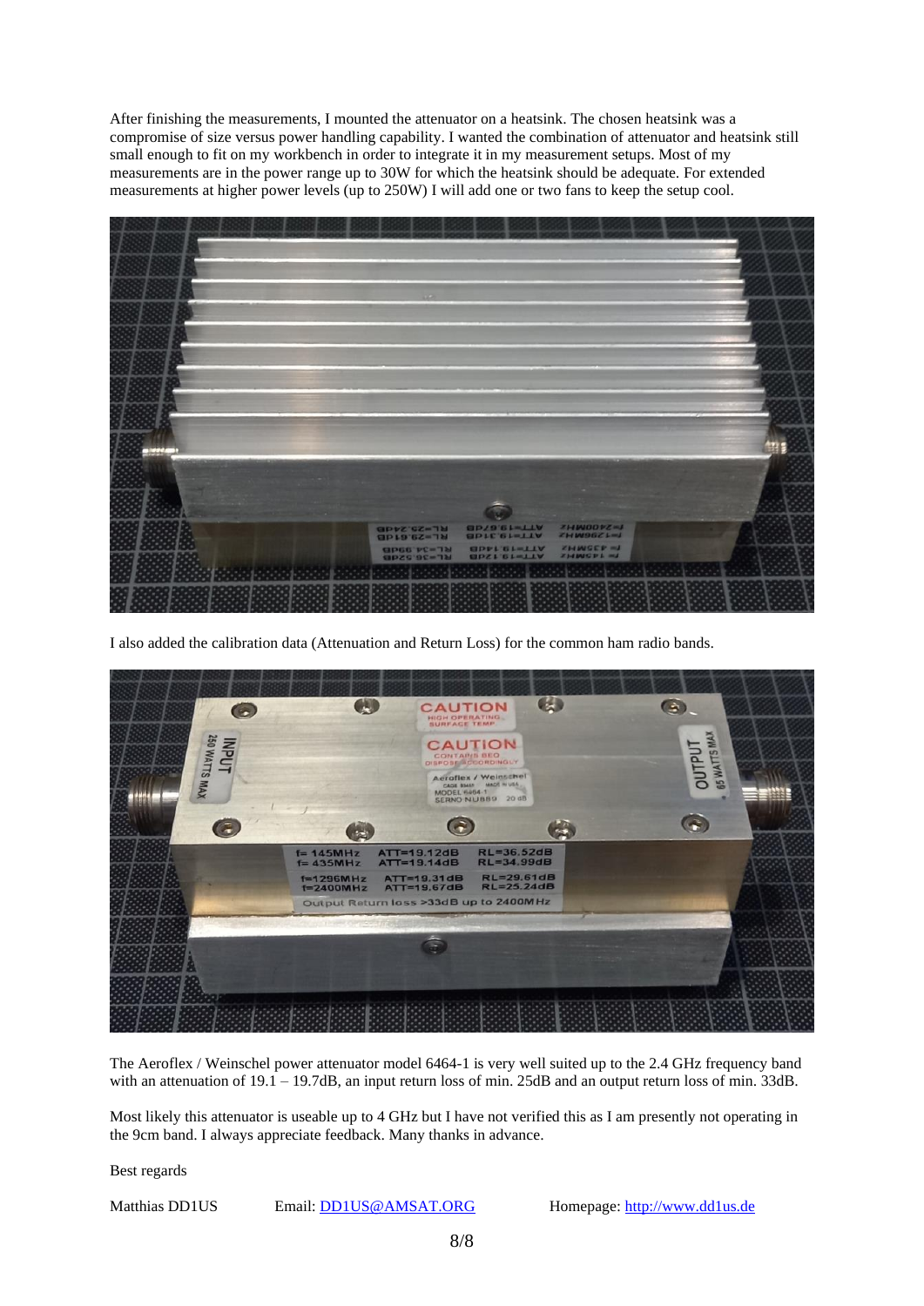After finishing the measurements, I mounted the attenuator on a heatsink. The chosen heatsink was a compromise of size versus power handling capability. I wanted the combination of attenuator and heatsink still small enough to fit on my workbench in order to integrate it in my measurement setups. Most of my measurements are in the power range up to 30W for which the heatsink should be adequate. For extended measurements at higher power levels (up to 250W) I will add one or two fans to keep the setup cool.

I also added the calibration data (Attenuation and Return Loss) for the common ham radio bands.

The Aeroflex / Weinschel power attenuator model 6464-1 is very well suited up to the 2.4 GHz frequency band with an attenuation of 19.1 – 19.7dB, an input return loss of min. 25dB and an output return loss of min. 33dB.

Most likely this attenuator is useable up to 4 GHz but I have not verified this as I am presently not operating in the 9cm band. I always appreciate feedback. Many thanks in advance.

Best regards

Matthias DD1US  Email: [DD1US@AMSAT.ORG](mailto:DD1US@AMSAT.ORG)  Homepage: [http://www.dd1us.de](http://www.dd1us.de)